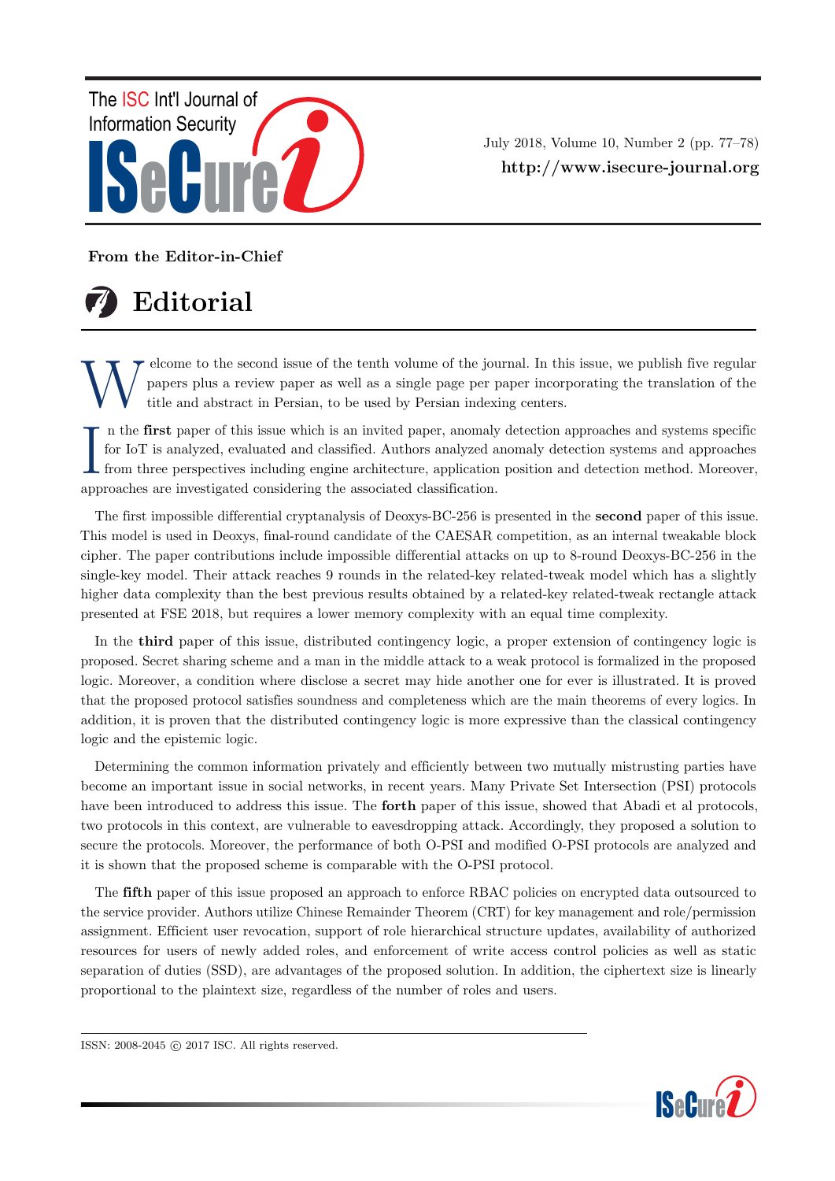From the Editor-in-Chief

# Editorial

Welcome to the second issue of the tenth volume of the journal. In this issue, we publish five regular papers plus a review paper as well as a single page per paper incorporating the translation of the title and abstract in Persian, to be used by Persian indexing centers.

In the **first** paper of this issue which is an invited paper, anomaly detection approaches and systems specific for IoT is analyzed, evaluated and classified. Authors analyzed anomaly detection systems and approaches from three perspectives including engine architecture, application position and detection method. Moreover, approaches are investigated considering the associated classification.

The first impossible differential cryptanalysis of Deoxys-BC-256 is presented in the **second** paper of this issue. This model is used in Deoxys, final-round candidate of the CAESAR competition, as an internal tweakable block cipher. The paper contributions include impossible differential attacks on up to 8-round Deoxys-BC-256 in the single-key model. Their attack reaches 9 rounds in the related-key related-tweak model which has a slightly higher data complexity than the best previous results obtained by a related-key related-tweak rectangle attack presented at FSE 2018, but requires a lower memory complexity with an equal time complexity.

In the **third** paper of this issue, distributed contingency logic, a proper extension of contingency logic is proposed. Secret sharing scheme and a man in the middle attack to a weak protocol is formalized in the proposed logic. Moreover, a condition where disclose a secret may hide another one for ever is illustrated. It is proved that the proposed protocol satisfies soundness and completeness which are the main theorems of every logics. In addition, it is proven that the distributed contingency logic is more expressive than the classical contingency logic and the epistemic logic.

Determining the common information privately and efficiently between two mutually mistrusting parties have become an important issue in social networks, in recent years. Many Private Set Intersection (PSI) protocols have been introduced to address this issue. The **forth** paper of this issue, showed that Abadi et al protocols, two protocols in this context, are vulnerable to eavesdropping attack. Accordingly, they proposed a solution to secure the protocols. Moreover, the performance of both O-PSI and modified O-PSI protocols are analyzed and it is shown that the proposed scheme is comparable with the O-PSI protocol.

The **fifth** paper of this issue proposed an approach to enforce RBAC policies on encrypted data outsourced to the service provider. Authors utilize Chinese Remainder Theorem (CRT) for key management and role/permission assignment. Efficient user revocation, support of role hierarchical structure updates, availability of authorized resources for users of newly added roles, and enforcement of write access control policies as well as static separation of duties (SSD), are advantages of the proposed solution. In addition, the ciphertext size is linearly proportional to the plaintext size, regardless of the number of roles and users.

ISSN: 2008-2045 © 2017 ISC. All rights reserved.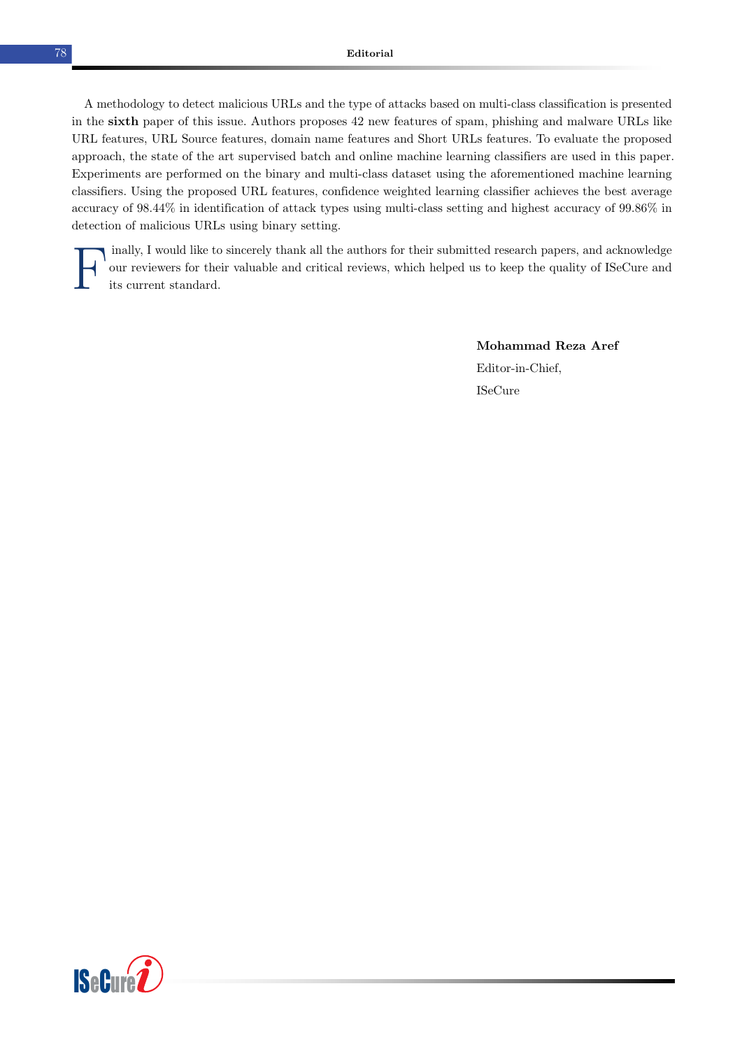A methodology to detect malicious URLs and the type of attacks based on multi-class classification is presented in the **sixth** paper of this issue. Authors proposes 42 new features of spam, phishing and malware URLs like URL features, URL Source features, domain name features and Short URLs features. To evaluate the proposed approach, the state of the art supervised batch and online machine learning classifiers are used in this paper. Experiments are performed on the binary and multi-class dataset using the aforementioned machine learning classifiers. Using the proposed URL features, confidence weighted learning classifier achieves the best average accuracy of 98.44% in identification of attack types using multi-class setting and highest accuracy of 99.86% in detection of malicious URLs using binary setting.

Finally, I would like to sincerely thank all the authors for their submitted research papers, and acknowledge our reviewers for their valuable and critical reviews, which helped us to keep the quality of ISeCure and its current standard.

**Mohammad Reza Aref**

Editor-in-Chief,

ISeCure